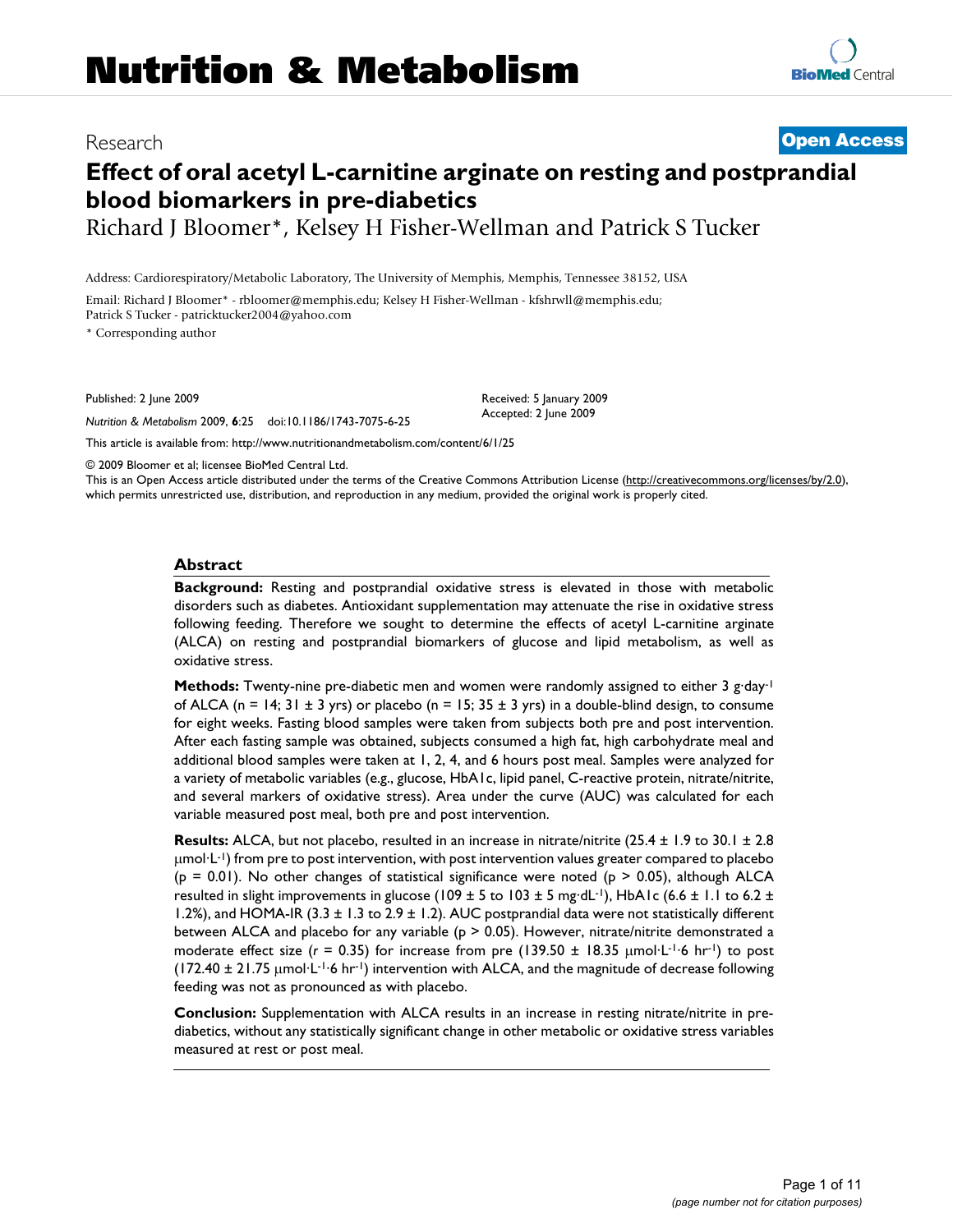# Nutrition & Metabolism

Research

**Open Access**

# Effect of oral acetyl L-carnitine arginate on resting and postprandial blood biomarkers in pre-diabetics

Richard J Bloomer*, Kelsey H Fisher-Wellman and Patrick S Tucker

Address: Cardiorespiratory/Metabolic Laboratory, The University of Memphis, Memphis, Tennessee 38152, USA

Email: Richard J Bloomer* - rbloomer@memphis.edu; Kelsey H Fisher-Wellman - kfshrwll@memphis.edu; Patrick S Tucker - patricktucker2004@yahoo.com

\* Corresponding author

Published: 2 June 2009

*Nutrition & Metabolism* 2009, **6**:25 doi:10.1186/1743-7075-6-25

Received: 5 January 2009
Accepted: 2 June 2009

This article is available from: http://www.nutritionandmetabolism.com/content/6/1/25

© 2009 Bloomer et al; licensee BioMed Central Ltd.
This is an Open Access article distributed under the terms of the Creative Commons Attribution License (http://creativecommons.org/licenses/by/2.0), which permits unrestricted use, distribution, and reproduction in any medium, provided the original work is properly cited.

## Abstract

**Background:** Resting and postprandial oxidative stress is elevated in those with metabolic disorders such as diabetes. Antioxidant supplementation may attenuate the rise in oxidative stress following feeding. Therefore we sought to determine the effects of acetyl L-carnitine arginate (ALCA) on resting and postprandial biomarkers of glucose and lipid metabolism, as well as oxidative stress.

**Methods:** Twenty-nine pre-diabetic men and women were randomly assigned to either 3 $g \cdot day^{-1}$ of ALCA (n = 14; 31 ± 3 yrs) or placebo (n = 15; 35 ± 3 yrs) in a double-blind design, to consume for eight weeks. Fasting blood samples were taken from subjects both pre and post intervention. After each fasting sample was obtained, subjects consumed a high fat, high carbohydrate meal and additional blood samples were taken at 1, 2, 4, and 6 hours post meal. Samples were analyzed for a variety of metabolic variables (e.g., glucose, HbA1c, lipid panel, C-reactive protein, nitrate/nitrite, and several markers of oxidative stress). Area under the curve (AUC) was calculated for each variable measured post meal, both pre and post intervention.

**Results:** ALCA, but not placebo, resulted in an increase in nitrate/nitrite (25.4 ± 1.9 to 30.1 ± 2.8 $\mu mol \cdot L^{-1}$) from pre to post intervention, with post intervention values greater compared to placebo (p = 0.01). No other changes of statistical significance were noted (p > 0.05), although ALCA resulted in slight improvements in glucose (109 ± 5 to 103 ± 5 $mg \cdot dL^{-1}$), HbA1c (6.6 ± 1.1 to 6.2 ± 1.2%), and HOMA-IR (3.3 ± 1.3 to 2.9 ± 1.2). AUC postprandial data were not statistically different between ALCA and placebo for any variable (p > 0.05). However, nitrate/nitrite demonstrated a moderate effect size (*r* = 0.35) for increase from pre (139.50 ± 18.35 $\mu mol \cdot L^{-1} \cdot 6\ hr^{-1}$) to post (172.40 ± 21.75 $\mu mol \cdot L^{-1} \cdot 6\ hr^{-1}$) intervention with ALCA, and the magnitude of decrease following feeding was not as pronounced as with placebo.

**Conclusion:** Supplementation with ALCA results in an increase in resting nitrate/nitrite in pre-diabetics, without any statistically significant change in other metabolic or oxidative stress variables measured at rest or post meal.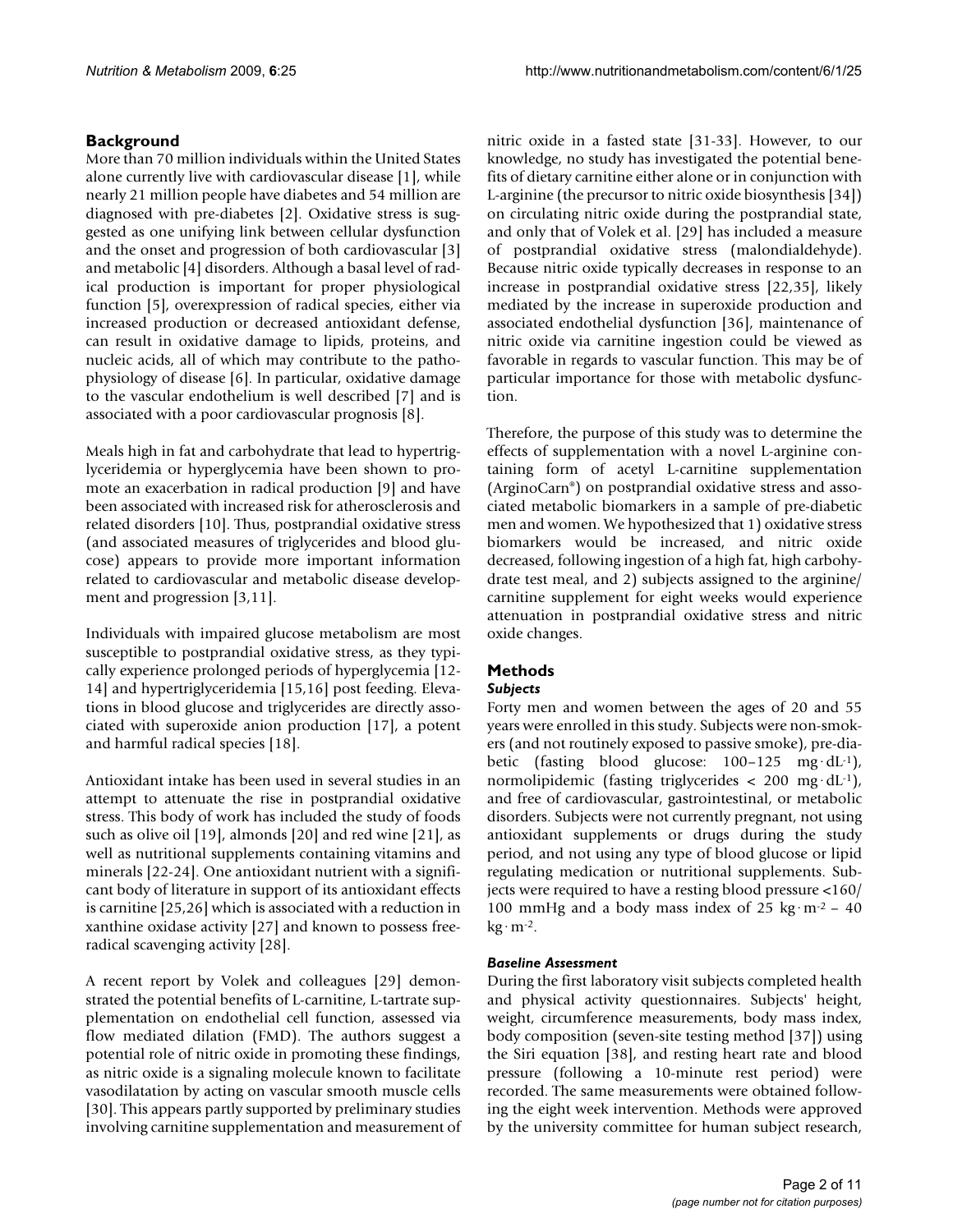## Background

More than 70 million individuals within the United States alone currently live with cardiovascular disease [1], while nearly 21 million people have diabetes and 54 million are diagnosed with pre-diabetes [2]. Oxidative stress is suggested as one unifying link between cellular dysfunction and the onset and progression of both cardiovascular [3] and metabolic [4] disorders. Although a basal level of radical production is important for proper physiological function [5], overexpression of radical species, either via increased production or decreased antioxidant defense, can result in oxidative damage to lipids, proteins, and nucleic acids, all of which may contribute to the pathophysiology of disease [6]. In particular, oxidative damage to the vascular endothelium is well described [7] and is associated with a poor cardiovascular prognosis [8].

Meals high in fat and carbohydrate that lead to hypertriglyceridemia or hyperglycemia have been shown to promote an exacerbation in radical production [9] and have been associated with increased risk for atherosclerosis and related disorders [10]. Thus, postprandial oxidative stress (and associated measures of triglycerides and blood glucose) appears to provide more important information related to cardiovascular and metabolic disease development and progression [3,11].

Individuals with impaired glucose metabolism are most susceptible to postprandial oxidative stress, as they typically experience prolonged periods of hyperglycemia [12-14] and hypertriglyceridemia [15,16] post feeding. Elevations in blood glucose and triglycerides are directly associated with superoxide anion production [17], a potent and harmful radical species [18].

Antioxidant intake has been used in several studies in an attempt to attenuate the rise in postprandial oxidative stress. This body of work has included the study of foods such as olive oil [19], almonds [20] and red wine [21], as well as nutritional supplements containing vitamins and minerals [22-24]. One antioxidant nutrient with a significant body of literature in support of its antioxidant effects is carnitine [25,26] which is associated with a reduction in xanthine oxidase activity [27] and known to possess free-radical scavenging activity [28].

A recent report by Volek and colleagues [29] demonstrated the potential benefits of L-carnitine, L-tartrate supplementation on endothelial cell function, assessed via flow mediated dilation (FMD). The authors suggest a potential role of nitric oxide in promoting these findings, as nitric oxide is a signaling molecule known to facilitate vasodilatation by acting on vascular smooth muscle cells [30]. This appears partly supported by preliminary studies involving carnitine supplementation and measurement of nitric oxide in a fasted state [31-33]. However, to our knowledge, no study has investigated the potential benefits of dietary carnitine either alone or in conjunction with L-arginine (the precursor to nitric oxide biosynthesis [34]) on circulating nitric oxide during the postprandial state, and only that of Volek et al. [29] has included a measure of postprandial oxidative stress (malondialdehyde). Because nitric oxide typically decreases in response to an increase in postprandial oxidative stress [22,35], likely mediated by the increase in superoxide production and associated endothelial dysfunction [36], maintenance of nitric oxide via carnitine ingestion could be viewed as favorable in regards to vascular function. This may be of particular importance for those with metabolic dysfunction.

Therefore, the purpose of this study was to determine the effects of supplementation with a novel L-arginine containing form of acetyl L-carnitine supplementation (ArginoCarn®) on postprandial oxidative stress and associated metabolic biomarkers in a sample of pre-diabetic men and women. We hypothesized that 1) oxidative stress biomarkers would be increased, and nitric oxide decreased, following ingestion of a high fat, high carbohydrate test meal, and 2) subjects assigned to the arginine/carnitine supplement for eight weeks would experience attenuation in postprandial oxidative stress and nitric oxide changes.

## Methods

### *Subjects*

Forty men and women between the ages of 20 and 55 years were enrolled in this study. Subjects were non-smokers (and not routinely exposed to passive smoke), pre-diabetic (fasting blood glucose: 100–125 $mg \cdot dL^{-1}$), normolipidemic (fasting triglycerides < 200 $mg \cdot dL^{-1}$), and free of cardiovascular, gastrointestinal, or metabolic disorders. Subjects were not currently pregnant, not using antioxidant supplements or drugs during the study period, and not using any type of blood glucose or lipid regulating medication or nutritional supplements. Subjects were required to have a resting blood pressure <160/100 mmHg and a body mass index of 25 $kg \cdot m^{-2}$ – 40 $kg \cdot m^{-2}$.

### *Baseline Assessment*

During the first laboratory visit subjects completed health and physical activity questionnaires. Subjects' height, weight, circumference measurements, body mass index, body composition (seven-site testing method [37]) using the Siri equation [38], and resting heart rate and blood pressure (following a 10-minute rest period) were recorded. The same measurements were obtained following the eight week intervention. Methods were approved by the university committee for human subject research,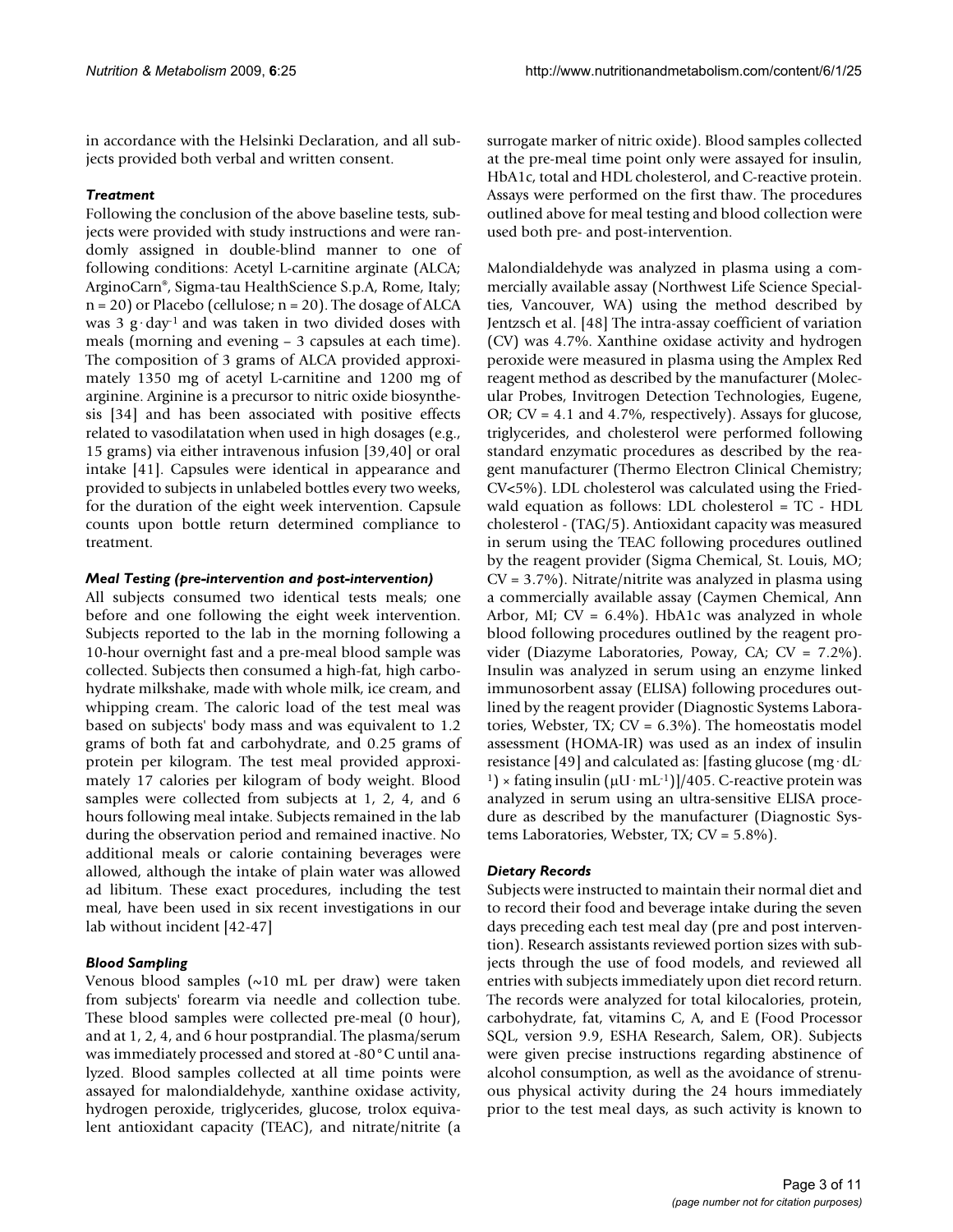in accordance with the Helsinki Declaration, and all subjects provided both verbal and written consent.

### *Treatment*

Following the conclusion of the above baseline tests, subjects were provided with study instructions and were randomly assigned in double-blind manner to one of following conditions: Acetyl L-carnitine arginate (ALCA; ArginoCarn®, Sigma-tau HealthScience S.p.A, Rome, Italy; n = 20) or Placebo (cellulose; n = 20). The dosage of ALCA was 3 g · day$^{-1}$ and was taken in two divided doses with meals (morning and evening – 3 capsules at each time). The composition of 3 grams of ALCA provided approximately 1350 mg of acetyl L-carnitine and 1200 mg of arginine. Arginine is a precursor to nitric oxide biosynthesis [34] and has been associated with positive effects related to vasodilatation when used in high dosages (e.g., 15 grams) via either intravenous infusion [39,40] or oral intake [41]. Capsules were identical in appearance and provided to subjects in unlabeled bottles every two weeks, for the duration of the eight week intervention. Capsule counts upon bottle return determined compliance to treatment.

### *Meal Testing (pre-intervention and post-intervention)*

All subjects consumed two identical tests meals; one before and one following the eight week intervention. Subjects reported to the lab in the morning following a 10-hour overnight fast and a pre-meal blood sample was collected. Subjects then consumed a high-fat, high carbohydrate milkshake, made with whole milk, ice cream, and whipping cream. The caloric load of the test meal was based on subjects' body mass and was equivalent to 1.2 grams of both fat and carbohydrate, and 0.25 grams of protein per kilogram. The test meal provided approximately 17 calories per kilogram of body weight. Blood samples were collected from subjects at 1, 2, 4, and 6 hours following meal intake. Subjects remained in the lab during the observation period and remained inactive. No additional meals or calorie containing beverages were allowed, although the intake of plain water was allowed ad libitum. These exact procedures, including the test meal, have been used in six recent investigations in our lab without incident [42-47]

### *Blood Sampling*

Venous blood samples (~10 mL per draw) were taken from subjects' forearm via needle and collection tube. These blood samples were collected pre-meal (0 hour), and at 1, 2, 4, and 6 hour postprandial. The plasma/serum was immediately processed and stored at -80°C until analyzed. Blood samples collected at all time points were assayed for malondialdehyde, xanthine oxidase activity, hydrogen peroxide, triglycerides, glucose, trolox equivalent antioxidant capacity (TEAC), and nitrate/nitrite (a surrogate marker of nitric oxide). Blood samples collected at the pre-meal time point only were assayed for insulin, HbA1c, total and HDL cholesterol, and C-reactive protein. Assays were performed on the first thaw. The procedures outlined above for meal testing and blood collection were used both pre- and post-intervention.

Malondialdehyde was analyzed in plasma using a commercially available assay (Northwest Life Science Specialties, Vancouver, WA) using the method described by Jentzsch et al. [48] The intra-assay coefficient of variation (CV) was 4.7%. Xanthine oxidase activity and hydrogen peroxide were measured in plasma using the Amplex Red reagent method as described by the manufacturer (Molecular Probes, Invitrogen Detection Technologies, Eugene, OR; CV = 4.1 and 4.7%, respectively). Assays for glucose, triglycerides, and cholesterol were performed following standard enzymatic procedures as described by the reagent manufacturer (Thermo Electron Clinical Chemistry; CV<5%). LDL cholesterol was calculated using the Friedwald equation as follows: LDL cholesterol = TC - HDL cholesterol - (TAG/5). Antioxidant capacity was measured in serum using the TEAC following procedures outlined by the reagent provider (Sigma Chemical, St. Louis, MO; CV = 3.7%). Nitrate/nitrite was analyzed in plasma using a commercially available assay (Caymen Chemical, Ann Arbor, MI; CV = 6.4%). HbA1c was analyzed in whole blood following procedures outlined by the reagent provider (Diazyme Laboratories, Poway, CA; CV = 7.2%). Insulin was analyzed in serum using an enzyme linked immunosorbent assay (ELISA) following procedures outlined by the reagent provider (Diagnostic Systems Laboratories, Webster, TX; CV = 6.3%). The homeostatis model assessment (HOMA-IR) was used as an index of insulin resistance [49] and calculated as: [fasting glucose (mg · dL$^{-1}$) × fating insulin (μU · mL$^{-1}$)]/405. C-reactive protein was analyzed in serum using an ultra-sensitive ELISA procedure as described by the manufacturer (Diagnostic Systems Laboratories, Webster, TX; CV = 5.8%).

### *Dietary Records*

Subjects were instructed to maintain their normal diet and to record their food and beverage intake during the seven days preceding each test meal day (pre and post intervention). Research assistants reviewed portion sizes with subjects through the use of food models, and reviewed all entries with subjects immediately upon diet record return. The records were analyzed for total kilocalories, protein, carbohydrate, fat, vitamins C, A, and E (Food Processor SQL, version 9.9, ESHA Research, Salem, OR). Subjects were given precise instructions regarding abstinence of alcohol consumption, as well as the avoidance of strenuous physical activity during the 24 hours immediately prior to the test meal days, as such activity is known to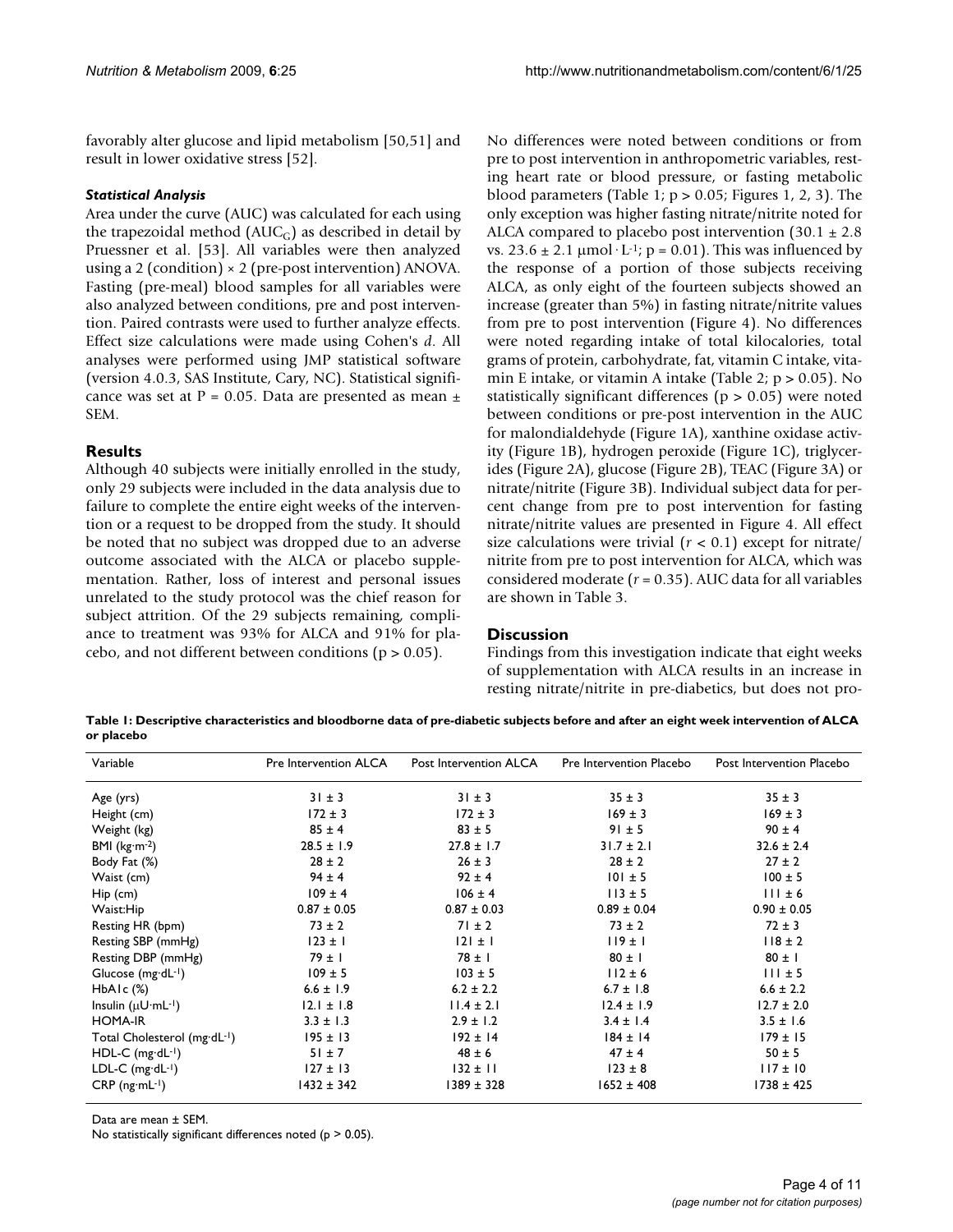favorably alter glucose and lipid metabolism [50,51] and result in lower oxidative stress [52].

### *Statistical Analysis*

Area under the curve (AUC) was calculated for each using the trapezoidal method ($AUC_G$) as described in detail by Pruessner et al. [53]. All variables were then analyzed using a 2 (condition) × 2 (pre-post intervention) ANOVA. Fasting (pre-meal) blood samples for all variables were also analyzed between conditions, pre and post intervention. Paired contrasts were used to further analyze effects. Effect size calculations were made using Cohen's *d*. All analyses were performed using JMP statistical software (version 4.0.3, SAS Institute, Cary, NC). Statistical significance was set at P = 0.05. Data are presented as mean ± SEM.

## Results

Although 40 subjects were initially enrolled in the study, only 29 subjects were included in the data analysis due to failure to complete the entire eight weeks of the intervention or a request to be dropped from the study. It should be noted that no subject was dropped due to an adverse outcome associated with the ALCA or placebo supplementation. Rather, loss of interest and personal issues unrelated to the study protocol was the chief reason for subject attrition. Of the 29 subjects remaining, compliance to treatment was 93% for ALCA and 91% for placebo, and not different between conditions ($p > 0.05$).

No differences were noted between conditions or from pre to post intervention in anthropometric variables, resting heart rate or blood pressure, or fasting metabolic blood parameters (Table 1; $p > 0.05$; Figures 1, 2, 3). The only exception was higher fasting nitrate/nitrite noted for ALCA compared to placebo post intervention (30.1 ± 2.8 vs. 23.6 ± 2.1 $\mu mol \cdot L^{-1}$; $p = 0.01$). This was influenced by the response of a portion of those subjects receiving ALCA, as only eight of the fourteen subjects showed an increase (greater than 5%) in fasting nitrate/nitrite values from pre to post intervention (Figure 4). No differences were noted regarding intake of total kilocalories, total grams of protein, carbohydrate, fat, vitamin C intake, vitamin E intake, or vitamin A intake (Table 2; $p > 0.05$). No statistically significant differences ($p > 0.05$) were noted between conditions or pre-post intervention in the AUC for malondialdehyde (Figure 1A), xanthine oxidase activity (Figure 1B), hydrogen peroxide (Figure 1C), triglycerides (Figure 2A), glucose (Figure 2B), TEAC (Figure 3A) or nitrate/nitrite (Figure 3B). Individual subject data for percent change from pre to post intervention for fasting nitrate/nitrite values are presented in Figure 4. All effect size calculations were trivial ($r < 0.1$) except for nitrate/nitrite from pre to post intervention for ALCA, which was considered moderate ($r = 0.35$). AUC data for all variables are shown in Table 3.

## Discussion

Findings from this investigation indicate that eight weeks of supplementation with ALCA results in an increase in resting nitrate/nitrite in pre-diabetics, but does not pro-

**Table 1: Descriptive characteristics and bloodborne data of pre-diabetic subjects before and after an eight week intervention of ALCA or placebo**

| Variable | Pre Intervention ALCA | Post Intervention ALCA | Pre Intervention Placebo | Post Intervention Placebo |
|---|---|---|---|---|
| Age (yrs) | 31 ± 3 | 31 ± 3 | 35 ± 3 | 35 ± 3 |
| Height (cm) | 172 ± 3 | 172 ± 3 | 169 ± 3 | 169 ± 3 |
| Weight (kg) | 85 ± 4 | 83 ± 5 | 91 ± 5 | 90 ± 4 |
| BMI ($kg \cdot m^{-2}$) | 28.5 ± 1.9 | 27.8 ± 1.7 | 31.7 ± 2.1 | 32.6 ± 2.4 |
| Body Fat (%) | 28 ± 2 | 26 ± 3 | 28 ± 2 | 27 ± 2 |
| Waist (cm) | 94 ± 4 | 92 ± 4 | 101 ± 5 | 100 ± 5 |
| Hip (cm) | 109 ± 4 | 106 ± 4 | 113 ± 5 | 111 ± 6 |
| Waist:Hip | 0.87 ± 0.05 | 0.87 ± 0.03 | 0.89 ± 0.04 | 0.90 ± 0.05 |
| Resting HR (bpm) | 73 ± 2 | 71 ± 2 | 73 ± 2 | 72 ± 3 |
| Resting SBP (mmHg) | 123 ± 1 | 121 ± 1 | 119 ± 1 | 118 ± 2 |
| Resting DBP (mmHg) | 79 ± 1 | 78 ± 1 | 80 ± 1 | 80 ± 1 |
| Glucose ($mg \cdot dL^{-1}$) | 109 ± 5 | 103 ± 5 | 112 ± 6 | 111 ± 5 |
| HbA1c (%) | 6.6 ± 1.9 | 6.2 ± 2.2 | 6.7 ± 1.8 | 6.6 ± 2.2 |
| Insulin ($\mu U \cdot mL^{-1}$) | 12.1 ± 1.8 | 11.4 ± 2.1 | 12.4 ± 1.9 | 12.7 ± 2.0 |
| HOMA-IR | 3.3 ± 1.3 | 2.9 ± 1.2 | 3.4 ± 1.4 | 3.5 ± 1.6 |
| Total Cholesterol ($mg \cdot dL^{-1}$) | 195 ± 13 | 192 ± 14 | 184 ± 14 | 179 ± 15 |
| HDL-C ($mg \cdot dL^{-1}$) | 51 ± 7 | 48 ± 6 | 47 ± 4 | 50 ± 5 |
| LDL-C ($mg \cdot dL^{-1}$) | 127 ± 13 | 132 ± 11 | 123 ± 8 | 117 ± 10 |
| CRP ($ng \cdot mL^{-1}$) | 1432 ± 342 | 1389 ± 328 | 1652 ± 408 | 1738 ± 425 |

Data are mean ± SEM.
No statistically significant differences noted ($p > 0.05$).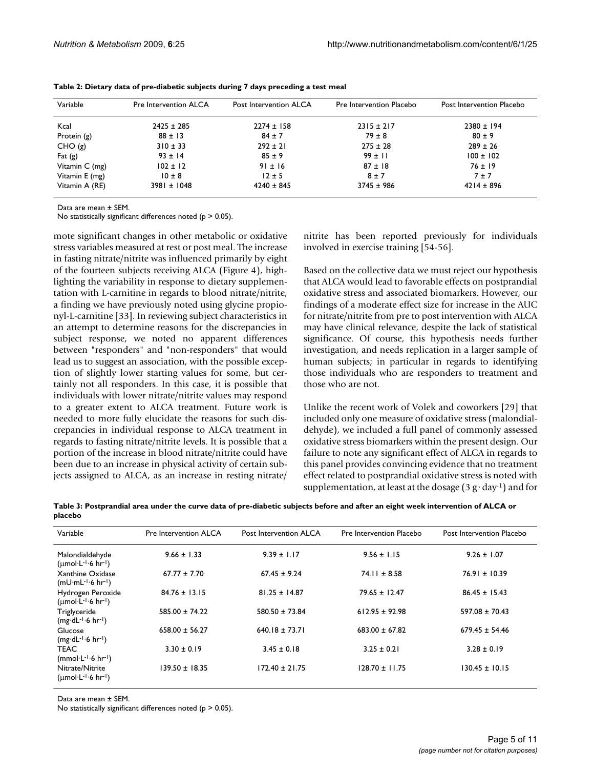**Table 2: Dietary data of pre-diabetic subjects during 7 days preceding a test meal**

| Variable | Pre Intervention ALCA | Post Intervention ALCA | Pre Intervention Placebo | Post Intervention Placebo |
|---|---|---|---|---|
| Kcal | 2425 ± 285 | 2274 ± 158 | 2315 ± 217 | 2380 ± 194 |
| Protein (g) | 88 ± 13 | 84 ± 7 | 79 ± 8 | 80 ± 9 |
| CHO (g) | 310 ± 33 | 292 ± 21 | 275 ± 28 | 289 ± 26 |
| Fat (g) | 93 ± 14 | 85 ± 9 | 99 ± 11 | 100 ± 102 |
| Vitamin C (mg) | 102 ± 12 | 91 ± 16 | 87 ± 18 | 76 ± 19 |
| Vitamin E (mg) | 10 ± 8 | 12 ± 5 | 8 ± 7 | 7 ± 7 |
| Vitamin A (RE) | 3981 ± 1048 | 4240 ± 845 | 3745 ± 986 | 4214 ± 896 |

Data are mean ± SEM.
No statistically significant differences noted ($p > 0.05$).

mote significant changes in other metabolic or oxidative stress variables measured at rest or post meal. The increase in fasting nitrate/nitrite was influenced primarily by eight of the fourteen subjects receiving ALCA (Figure 4), highlighting the variability in response to dietary supplementation with L-carnitine in regards to blood nitrate/nitrite, a finding we have previously noted using glycine propionyl-L-carnitine [33]. In reviewing subject characteristics in an attempt to determine reasons for the discrepancies in subject response, we noted no apparent differences between "responders" and "non-responders" that would lead us to suggest an association, with the possible exception of slightly lower starting values for some, but certainly not all responders. In this case, it is possible that individuals with lower nitrate/nitrite values may respond to a greater extent to ALCA treatment. Future work is needed to more fully elucidate the reasons for such discrepancies in individual response to ALCA treatment in regards to fasting nitrate/nitrite levels. It is possible that a portion of the increase in blood nitrate/nitrite could have been due to an increase in physical activity of certain subjects assigned to ALCA, as an increase in resting nitrate/nitrite has been reported previously for individuals involved in exercise training [54-56].

Based on the collective data we must reject our hypothesis that ALCA would lead to favorable effects on postprandial oxidative stress and associated biomarkers. However, our findings of a moderate effect size for increase in the AUC for nitrate/nitrite from pre to post intervention with ALCA may have clinical relevance, despite the lack of statistical significance. Of course, this hypothesis needs further investigation, and needs replication in a larger sample of human subjects; in particular in regards to identifying those individuals who are responders to treatment and those who are not.

Unlike the recent work of Volek and coworkers [29] that included only one measure of oxidative stress (malondialdehyde), we included a full panel of commonly assessed oxidative stress biomarkers within the present design. Our failure to note any significant effect of ALCA in regards to this panel provides convincing evidence that no treatment effect related to postprandial oxidative stress is noted with supplementation, at least at the dosage ($3\ g \cdot day^{-1}$) and for

**Table 3: Postprandial area under the curve data of pre-diabetic subjects before and after an eight week intervention of ALCA or placebo**

| Variable | Pre Intervention ALCA | Post Intervention ALCA | Pre Intervention Placebo | Post Intervention Placebo |
|---|---|---|---|---|
| Malondialdehyde ($\mu mol \cdot L^{-1} \cdot 6\ hr^{-1}$) | 9.66 ± 1.33 | 9.39 ± 1.17 | 9.56 ± 1.15 | 9.26 ± 1.07 |
| Xanthine Oxidase ($mU \cdot mL^{-1} \cdot 6\ hr^{-1}$) | 67.77 ± 7.70 | 67.45 ± 9.24 | 74.11 ± 8.58 | 76.91 ± 10.39 |
| Hydrogen Peroxide ($\mu mol \cdot L^{-1} \cdot 6\ hr^{-1}$) | 84.76 ± 13.15 | 81.25 ± 14.87 | 79.65 ± 12.47 | 86.45 ± 15.43 |
| Triglyceride ($mg \cdot dL^{-1} \cdot 6\ hr^{-1}$) | 585.00 ± 74.22 | 580.50 ± 73.84 | 612.95 ± 92.98 | 597.08 ± 70.43 |
| Glucose ($mg \cdot dL^{-1} \cdot 6\ hr^{-1}$) | 658.00 ± 56.27 | 640.18 ± 73.71 | 683.00 ± 67.82 | 679.45 ± 54.46 |
| TEAC ($mmol \cdot L^{-1} \cdot 6\ hr^{-1}$) | 3.30 ± 0.19 | 3.45 ± 0.18 | 3.25 ± 0.21 | 3.28 ± 0.19 |
| Nitrate/Nitrite ($\mu mol \cdot L^{-1} \cdot 6\ hr^{-1}$) | 139.50 ± 18.35 | 172.40 ± 21.75 | 128.70 ± 11.75 | 130.45 ± 10.15 |

Data are mean ± SEM.
No statistically significant differences noted ($p > 0.05$).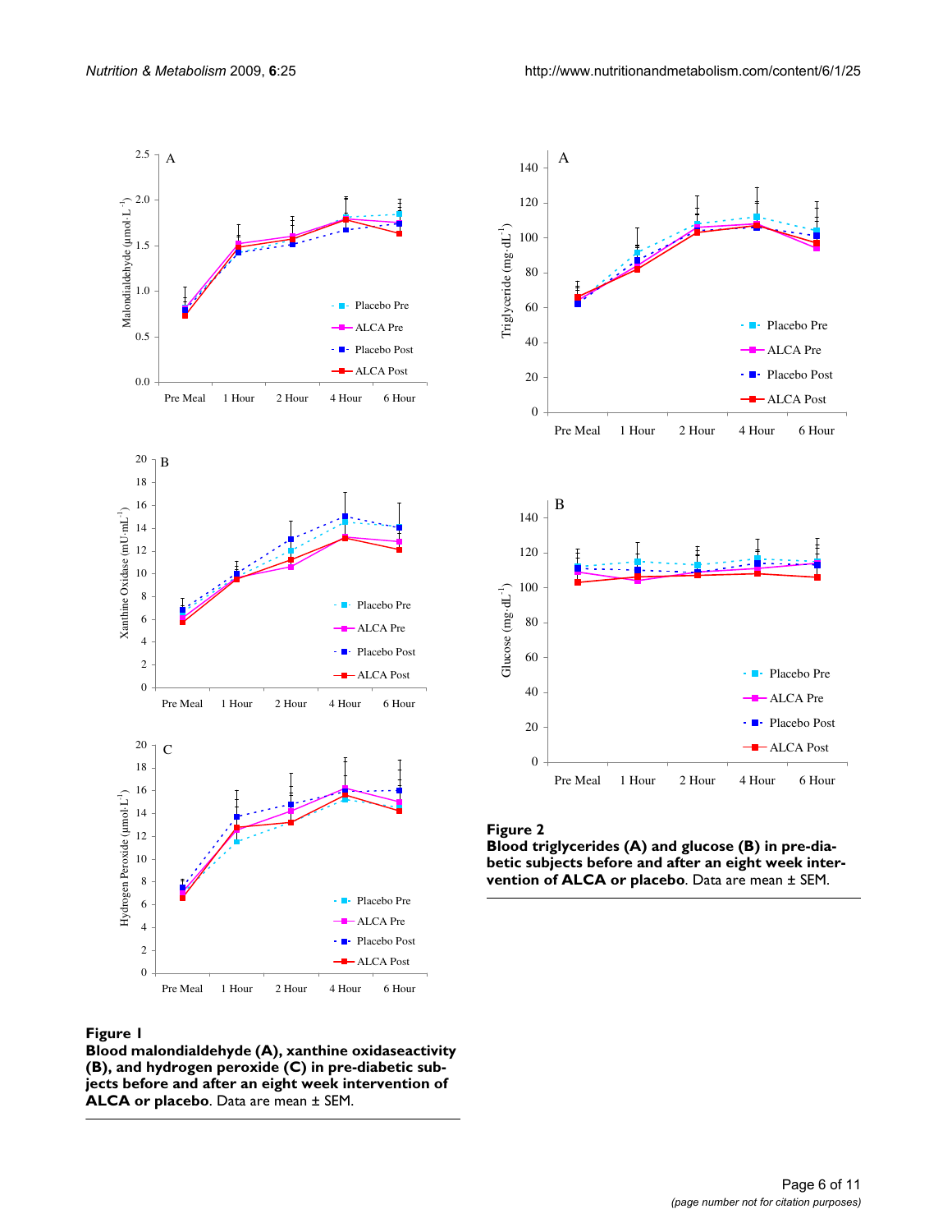**Figure 1**

**Blood malondialdehyde (A), xanthine oxidaseactivity (B), and hydrogen peroxide (C) in pre-diabetic subjects before and after an eight week intervention of ALCA or placebo**. Data are mean ± SEM.

**Figure 2**

**Blood triglycerides (A) and glucose (B) in pre-diabetic subjects before and after an eight week intervention of ALCA or placebo**. Data are mean ± SEM.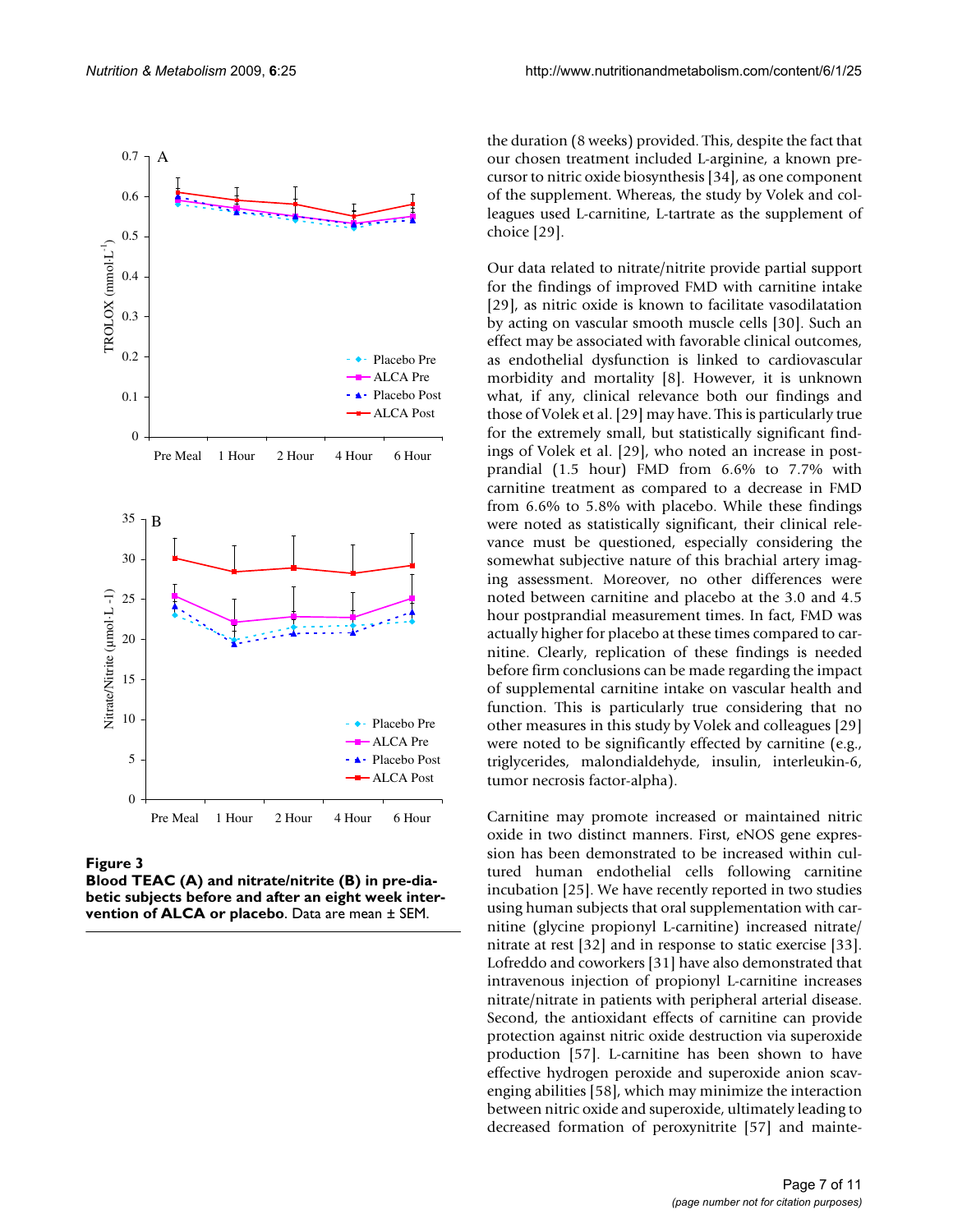**Figure 3**
**Blood TEAC (A) and nitrate/nitrite (B) in pre-diabetic subjects before and after an eight week intervention of ALCA or placebo**. Data are mean ± SEM.

the duration (8 weeks) provided. This, despite the fact that our chosen treatment included L-arginine, a known precursor to nitric oxide biosynthesis [34], as one component of the supplement. Whereas, the study by Volek and colleagues used L-carnitine, L-tartrate as the supplement of choice [29].

Our data related to nitrate/nitrite provide partial support for the findings of improved FMD with carnitine intake [29], as nitric oxide is known to facilitate vasodilatation by acting on vascular smooth muscle cells [30]. Such an effect may be associated with favorable clinical outcomes, as endothelial dysfunction is linked to cardiovascular morbidity and mortality [8]. However, it is unknown what, if any, clinical relevance both our findings and those of Volek et al. [29] may have. This is particularly true for the extremely small, but statistically significant findings of Volek et al. [29], who noted an increase in postprandial (1.5 hour) FMD from 6.6% to 7.7% with carnitine treatment as compared to a decrease in FMD from 6.6% to 5.8% with placebo. While these findings were noted as statistically significant, their clinical relevance must be questioned, especially considering the somewhat subjective nature of this brachial artery imaging assessment. Moreover, no other differences were noted between carnitine and placebo at the 3.0 and 4.5 hour postprandial measurement times. In fact, FMD was actually higher for placebo at these times compared to carnitine. Clearly, replication of these findings is needed before firm conclusions can be made regarding the impact of supplemental carnitine intake on vascular health and function. This is particularly true considering that no other measures in this study by Volek and colleagues [29] were noted to be significantly effected by carnitine (e.g., triglycerides, malondialdehyde, insulin, interleukin-6, tumor necrosis factor-alpha).

Carnitine may promote increased or maintained nitric oxide in two distinct manners. First, eNOS gene expression has been demonstrated to be increased within cultured human endothelial cells following carnitine incubation [25]. We have recently reported in two studies using human subjects that oral supplementation with carnitine (glycine propionyl L-carnitine) increased nitrate/nitrate at rest [32] and in response to static exercise [33]. Lofreddo and coworkers [31] have also demonstrated that intravenous injection of propionyl L-carnitine increases nitrate/nitrate in patients with peripheral arterial disease. Second, the antioxidant effects of carnitine can provide protection against nitric oxide destruction via superoxide production [57]. L-carnitine has been shown to have effective hydrogen peroxide and superoxide anion scavenging abilities [58], which may minimize the interaction between nitric oxide and superoxide, ultimately leading to decreased formation of peroxynitrite [57] and mainte-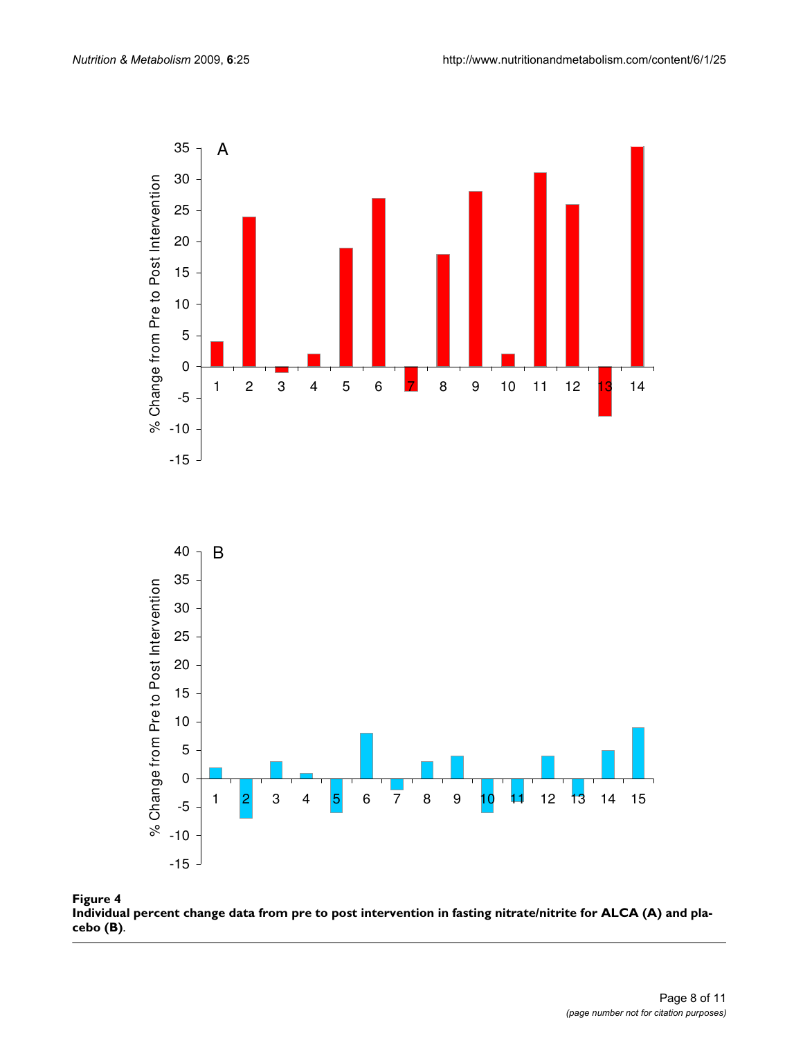**Figure 4**
**Individual percent change data from pre to post intervention in fasting nitrate/nitrite for ALCA (A) and placebo (B)**.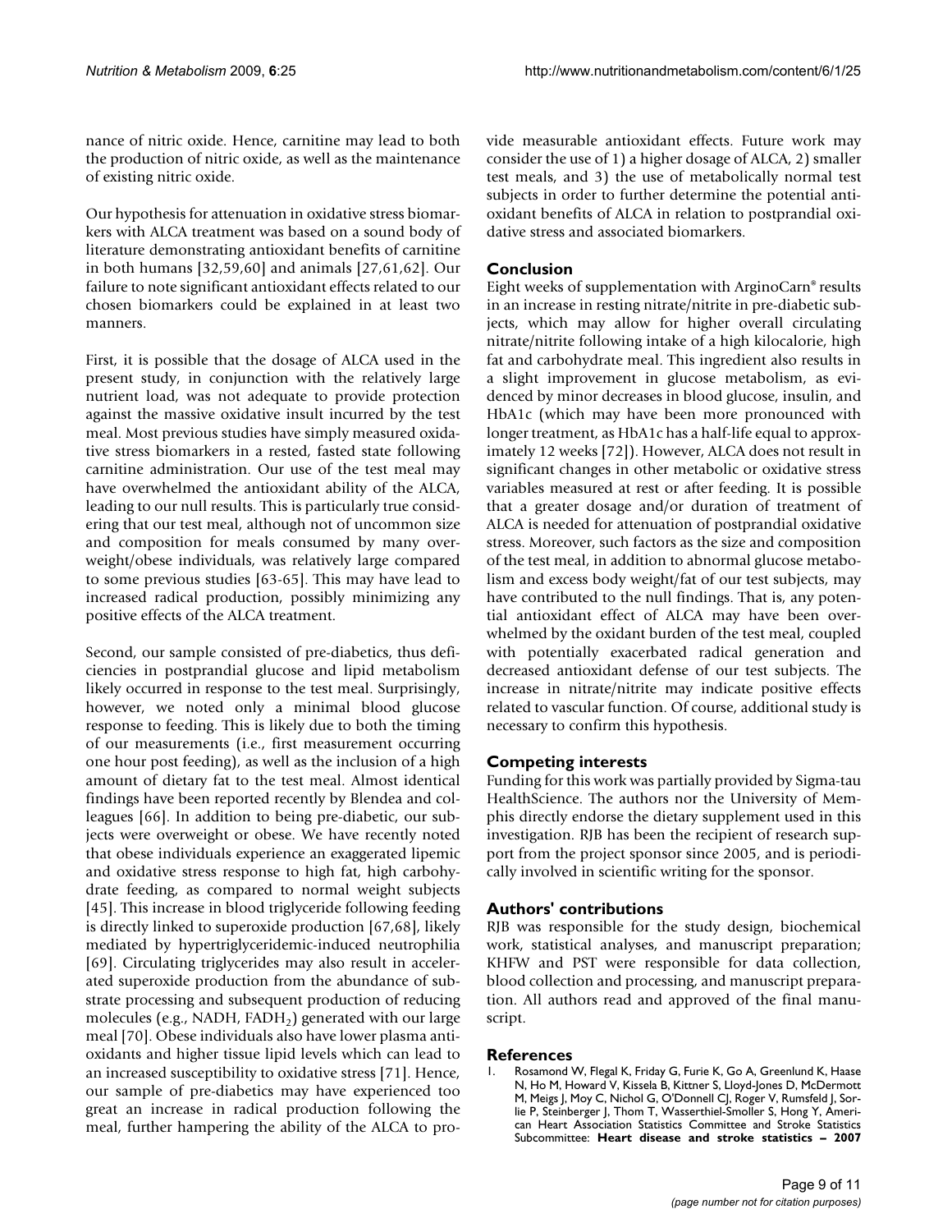nance of nitric oxide. Hence, carnitine may lead to both the production of nitric oxide, as well as the maintenance of existing nitric oxide.

Our hypothesis for attenuation in oxidative stress biomarkers with ALCA treatment was based on a sound body of literature demonstrating antioxidant benefits of carnitine in both humans [32,59,60] and animals [27,61,62]. Our failure to note significant antioxidant effects related to our chosen biomarkers could be explained in at least two manners.

First, it is possible that the dosage of ALCA used in the present study, in conjunction with the relatively large nutrient load, was not adequate to provide protection against the massive oxidative insult incurred by the test meal. Most previous studies have simply measured oxidative stress biomarkers in a rested, fasted state following carnitine administration. Our use of the test meal may have overwhelmed the antioxidant ability of the ALCA, leading to our null results. This is particularly true considering that our test meal, although not of uncommon size and composition for meals consumed by many overweight/obese individuals, was relatively large compared to some previous studies [63-65]. This may have lead to increased radical production, possibly minimizing any positive effects of the ALCA treatment.

Second, our sample consisted of pre-diabetics, thus deficiencies in postprandial glucose and lipid metabolism likely occurred in response to the test meal. Surprisingly, however, we noted only a minimal blood glucose response to feeding. This is likely due to both the timing of our measurements (i.e., first measurement occurring one hour post feeding), as well as the inclusion of a high amount of dietary fat to the test meal. Almost identical findings have been reported recently by Blendea and colleagues [66]. In addition to being pre-diabetic, our subjects were overweight or obese. We have recently noted that obese individuals experience an exaggerated lipemic and oxidative stress response to high fat, high carbohydrate feeding, as compared to normal weight subjects [45]. This increase in blood triglyceride following feeding is directly linked to superoxide production [67,68], likely mediated by hypertriglyceridemic-induced neutrophilia [69]. Circulating triglycerides may also result in accelerated superoxide production from the abundance of substrate processing and subsequent production of reducing molecules (e.g., NADH, $FADH_2$) generated with our large meal [70]. Obese individuals also have lower plasma antioxidants and higher tissue lipid levels which can lead to an increased susceptibility to oxidative stress [71]. Hence, our sample of pre-diabetics may have experienced too great an increase in radical production following the meal, further hampering the ability of the ALCA to provide measurable antioxidant effects. Future work may consider the use of 1) a higher dosage of ALCA, 2) smaller test meals, and 3) the use of metabolically normal test subjects in order to further determine the potential antioxidant benefits of ALCA in relation to postprandial oxidative stress and associated biomarkers.

## Conclusion

Eight weeks of supplementation with ArginoCarn® results in an increase in resting nitrate/nitrite in pre-diabetic subjects, which may allow for higher overall circulating nitrate/nitrite following intake of a high kilocalorie, high fat and carbohydrate meal. This ingredient also results in a slight improvement in glucose metabolism, as evidenced by minor decreases in blood glucose, insulin, and HbA1c (which may have been more pronounced with longer treatment, as HbA1c has a half-life equal to approximately 12 weeks [72]). However, ALCA does not result in significant changes in other metabolic or oxidative stress variables measured at rest or after feeding. It is possible that a greater dosage and/or duration of treatment of ALCA is needed for attenuation of postprandial oxidative stress. Moreover, such factors as the size and composition of the test meal, in addition to abnormal glucose metabolism and excess body weight/fat of our test subjects, may have contributed to the null findings. That is, any potential antioxidant effect of ALCA may have been overwhelmed by the oxidant burden of the test meal, coupled with potentially exacerbated radical generation and decreased antioxidant defense of our test subjects. The increase in nitrate/nitrite may indicate positive effects related to vascular function. Of course, additional study is necessary to confirm this hypothesis.

## Competing interests

Funding for this work was partially provided by Sigma-tau HealthScience. The authors nor the University of Memphis directly endorse the dietary supplement used in this investigation. RJB has been the recipient of research support from the project sponsor since 2005, and is periodically involved in scientific writing for the sponsor.

## Authors' contributions

RJB was responsible for the study design, biochemical work, statistical analyses, and manuscript preparation; KHFW and PST were responsible for data collection, blood collection and processing, and manuscript preparation. All authors read and approved of the final manuscript.

## References

1. Rosamond W, Flegal K, Friday G, Furie K, Go A, Greenlund K, Haase N, Ho M, Howard V, Kissela B, Kittner S, Lloyd-Jones D, McDermott M, Meigs J, Moy C, Nichol G, O'Donnell CJ, Roger V, Rumsfeld J, Sorlie P, Steinberger J, Thom T, Wasserthiel-Smoller S, Hong Y, American Heart Association Statistics Committee and Stroke Statistics Subcommittee: **Heart disease and stroke statistics – 2007**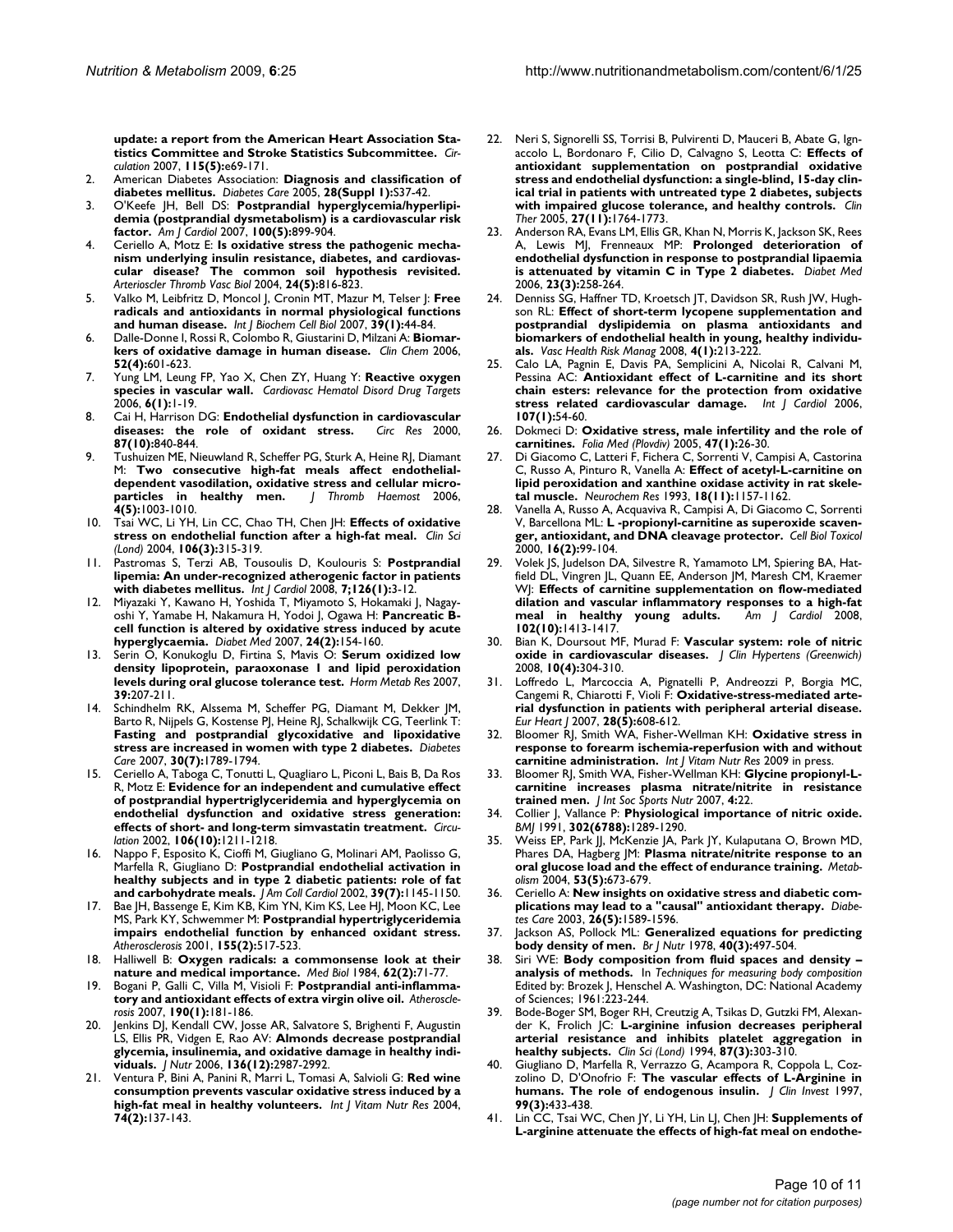update: a report from the American Heart Association Statistics Committee and Stroke Statistics Subcommittee.** *Circulation* 2007, **115(5):**e69-171.

2. American Diabetes Association: **Diagnosis and classification of diabetes mellitus.** *Diabetes Care* 2005, **28(Suppl 1):**S37-42.
3. O'Keefe JH, Bell DS: **Postprandial hyperglycemia/hyperlipidemia (postprandial dysmetabolism) is a cardiovascular risk factor.** *Am J Cardiol* 2007, **100(5):**899-904.
4. Ceriello A, Motz E: **Is oxidative stress the pathogenic mechanism underlying insulin resistance, diabetes, and cardiovascular disease? The common soil hypothesis revisited.** *Arterioscler Thromb Vasc Biol* 2004, **24(5):**816-823.
5. Valko M, Leibfritz D, Moncol J, Cronin MT, Mazur M, Telser J: **Free radicals and antioxidants in normal physiological functions and human disease.** *Int J Biochem Cell Biol* 2007, **39(1):**44-84.
6. Dalle-Donne I, Rossi R, Colombo R, Giustarini D, Milzani A: **Biomarkers of oxidative damage in human disease.** *Clin Chem* 2006, **52(4):**601-623.
7. Yung LM, Leung FP, Yao X, Chen ZY, Huang Y: **Reactive oxygen species in vascular wall.** *Cardiovasc Hematol Disord Drug Targets* 2006, **6(1):**1-19.
8. Cai H, Harrison DG: **Endothelial dysfunction in cardiovascular diseases: the role of oxidant stress.** *Circ Res* 2000, **87(10):**840-844.
9. Tushuizen ME, Nieuwland R, Scheffer PG, Sturk A, Heine RJ, Diamant M: **Two consecutive high-fat meals affect endothelial-dependent vasodilation, oxidative stress and cellular microparticles in healthy men.** *J Thromb Haemost* 2006, **4(5):**1003-1010.
10. Tsai WC, Li YH, Lin CC, Chao TH, Chen JH: **Effects of oxidative stress on endothelial function after a high-fat meal.** *Clin Sci (Lond)* 2004, **106(3):**315-319.
11. Pastromas S, Terzi AB, Tousoulis D, Koulouris S: **Postprandial lipemia: An under-recognized atherogenic factor in patients with diabetes mellitus.** *Int J Cardiol* 2008, **7;126(1):**3-12.
12. Miyazaki Y, Kawano H, Yoshida T, Miyamoto S, Hokamaki J, Nagayoshi Y, Yamabe H, Nakamura H, Yodoi J, Ogawa H: **Pancreatic B-cell function is altered by oxidative stress induced by acute hyperglycaemia.** *Diabet Med* 2007, **24(2):**154-160.
13. Serin O, Konukoglu D, Firtina S, Mavis O: **Serum oxidized low density lipoprotein, paraoxonase 1 and lipid peroxidation levels during oral glucose tolerance test.** *Horm Metab Res* 2007, **39:**207-211.
14. Schindhelm RK, Alssema M, Scheffer PG, Diamant M, Dekker JM, Barto R, Nijpels G, Kostense PJ, Heine RJ, Schalkwijk CG, Teerlink T: **Fasting and postprandial glycoxidative and lipoxidative stress are increased in women with type 2 diabetes.** *Diabetes Care* 2007, **30(7):**1789-1794.
15. Ceriello A, Taboga C, Tonutti L, Quagliaro L, Piconi L, Bais B, Da Ros R, Motz E: **Evidence for an independent and cumulative effect of postprandial hypertriglyceridemia and hyperglycemia on endothelial dysfunction and oxidative stress generation: effects of short- and long-term simvastatin treatment.** *Circulation* 2002, **106(10):**1211-1218.
16. Nappo F, Esposito K, Cioffi M, Giugliano G, Molinari AM, Paolisso G, Marfella R, Giugliano D: **Postprandial endothelial activation in healthy subjects and in type 2 diabetic patients: role of fat and carbohydrate meals.** *J Am Coll Cardiol* 2002, **39(7):**1145-1150.
17. Bae JH, Bassenge E, Kim KB, Kim YN, Kim KS, Lee HJ, Moon KC, Lee MS, Park KY, Schwemmer M: **Postprandial hypertriglyceridemia impairs endothelial function by enhanced oxidant stress.** *Atherosclerosis* 2001, **155(2):**517-523.
18. Halliwell B: **Oxygen radicals: a commonsense look at their nature and medical importance.** *Med Biol* 1984, **62(2):**71-77.
19. Bogani P, Galli C, Villa M, Visioli F: **Postprandial anti-inflammatory and antioxidant effects of extra virgin olive oil.** *Atherosclerosis* 2007, **190(1):**181-186.
20. Jenkins DJ, Kendall CW, Josse AR, Salvatore S, Brighenti F, Augustin LS, Ellis PR, Vidgen E, Rao AV: **Almonds decrease postprandial glycemia, insulinemia, and oxidative damage in healthy individuals.** *J Nutr* 2006, **136(12):**2987-2992.
21. Ventura P, Bini A, Panini R, Marri L, Tomasi A, Salvioli G: **Red wine consumption prevents vascular oxidative stress induced by a high-fat meal in healthy volunteers.** *Int J Vitam Nutr Res* 2004, **74(2):**137-143.
22. Neri S, Signorelli SS, Torrisi B, Pulvirenti D, Mauceri B, Abate G, Ignaccolo L, Bordonaro F, Cilio D, Calvagno S, Leotta C: **Effects of antioxidant supplementation on postprandial oxidative stress and endothelial dysfunction: a single-blind, 15-day clinical trial in patients with untreated type 2 diabetes, subjects with impaired glucose tolerance, and healthy controls.** *Clin Ther* 2005, **27(11):**1764-1773.
23. Anderson RA, Evans LM, Ellis GR, Khan N, Morris K, Jackson SK, Rees A, Lewis MJ, Frenneaux MP: **Prolonged deterioration of endothelial dysfunction in response to postprandial lipaemia is attenuated by vitamin C in Type 2 diabetes.** *Diabet Med* 2006, **23(3):**258-264.
24. Denniss SG, Haffner TD, Kroetsch JT, Davidson SR, Rush JW, Hughson RL: **Effect of short-term lycopene supplementation and postprandial dyslipidemia on plasma antioxidants and biomarkers of endothelial health in young, healthy individuals.** *Vasc Health Risk Manag* 2008, **4(1):**213-222.
25. Calo LA, Pagnin E, Davis PA, Semplicini A, Nicolai R, Calvani M, Pessina AC: **Antioxidant effect of L-carnitine and its short chain esters: relevance for the protection from oxidative stress related cardiovascular damage.** *Int J Cardiol* 2006, **107(1):**54-60.
26. Dokmeci D: **Oxidative stress, male infertility and the role of carnitines.** *Folia Med (Plovdiv)* 2005, **47(1):**26-30.
27. Di Giacomo C, Latteri F, Fichera C, Sorrenti V, Campisi A, Castorina C, Russo A, Pinturo R, Vanella A: **Effect of acetyl-L-carnitine on lipid peroxidation and xanthine oxidase activity in rat skeletal muscle.** *Neurochem Res* 1993, **18(11):**1157-1162.
28. Vanella A, Russo A, Acquaviva R, Campisi A, Di Giacomo C, Sorrenti V, Barcellona ML: **L -propionyl-carnitine as superoxide scavenger, antioxidant, and DNA cleavage protector.** *Cell Biol Toxicol* 2000, **16(2):**99-104.
29. Volek JS, Judelson DA, Silvestre R, Yamamoto LM, Spiering BA, Hatfield DL, Vingren JL, Quann EE, Anderson JM, Maresh CM, Kraemer WJ: **Effects of carnitine supplementation on flow-mediated dilation and vascular inflammatory responses to a high-fat meal in healthy young adults.** *Am J Cardiol* 2008, **102(10):**1413-1417.
30. Bian K, Doursout MF, Murad F: **Vascular system: role of nitric oxide in cardiovascular diseases.** *J Clin Hypertens (Greenwich)* 2008, **10(4):**304-310.
31. Loffredo L, Marcoccia A, Pignatelli P, Andreozzi P, Borgia MC, Cangemi R, Chiarotti F, Violi F: **Oxidative-stress-mediated arterial dysfunction in patients with peripheral arterial disease.** *Eur Heart J* 2007, **28(5):**608-612.
32. Bloomer RJ, Smith WA, Fisher-Wellman KH: **Oxidative stress in response to forearm ischemia-reperfusion with and without carnitine administration.** *Int J Vitam Nutr Res* 2009 in press.
33. Bloomer RJ, Smith WA, Fisher-Wellman KH: **Glycine propionyl-L-carnitine increases plasma nitrate/nitrite in resistance trained men.** *J Int Soc Sports Nutr* 2007, **4:**22.
34. Collier J, Vallance P: **Physiological importance of nitric oxide.** *BMJ* 1991, **302(6788):**1289-1290.
35. Weiss EP, Park JJ, McKenzie JA, Park JY, Kulaputana O, Brown MD, Phares DA, Hagberg JM: **Plasma nitrate/nitrite response to an oral glucose load and the effect of endurance training.** *Metabolism* 2004, **53(5):**673-679.
36. Ceriello A: **New insights on oxidative stress and diabetic complications may lead to a "causal" antioxidant therapy.** *Diabetes Care* 2003, **26(5):**1589-1596.
37. Jackson AS, Pollock ML: **Generalized equations for predicting body density of men.** *Br J Nutr* 1978, **40(3):**497-504.
38. Siri WE: **Body composition from fluid spaces and density – analysis of methods.** In *Techniques for measuring body composition* Edited by: Brozek J, Henschel A. Washington, DC: National Academy of Sciences; 1961:223-244.
39. Bode-Boger SM, Boger RH, Creutzig A, Tsikas D, Gutzki FM, Alexander K, Frolich JC: **L-arginine infusion decreases peripheral arterial resistance and inhibits platelet aggregation in healthy subjects.** *Clin Sci (Lond)* 1994, **87(3):**303-310.
40. Giugliano D, Marfella R, Verrazzo G, Acampora R, Coppola L, Cozzolino D, D'Onofrio F: **The vascular effects of L-Arginine in humans. The role of endogenous insulin.** *J Clin Invest* 1997, **99(3):**433-438.
41. Lin CC, Tsai WC, Chen JY, Li YH, Lin LJ, Chen JH: **Supplements of L-arginine attenuate the effects of high-fat meal on endothe-**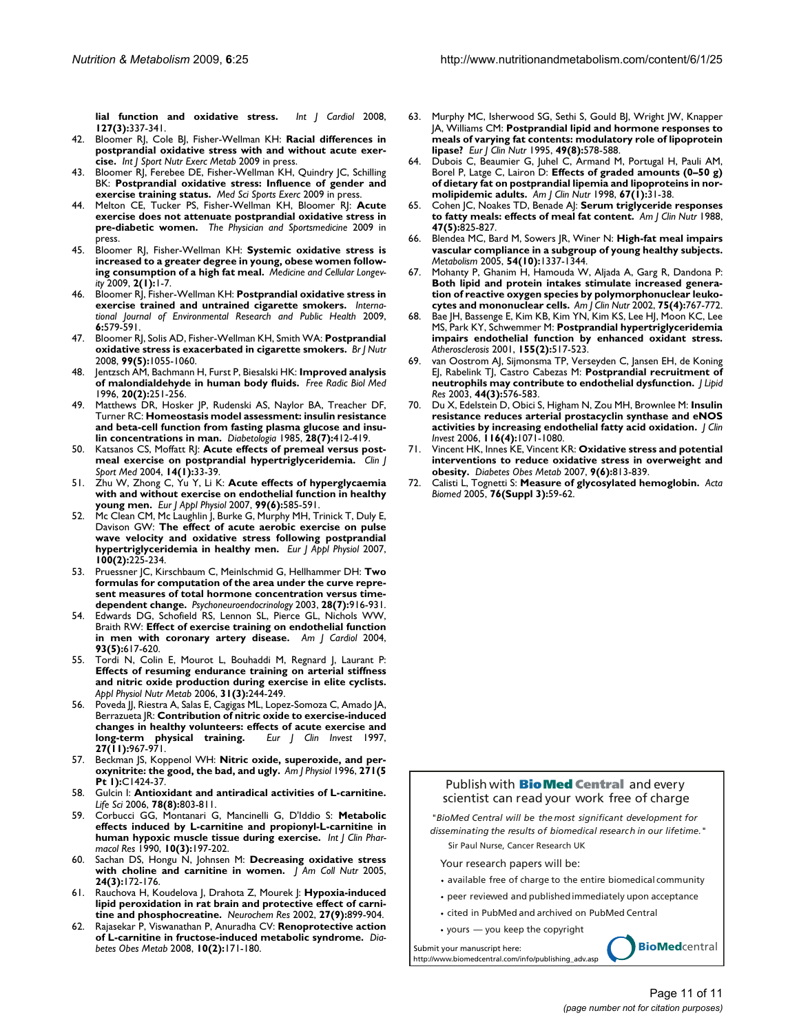**lial function and oxidative stress.** *Int J Cardiol* 2008, **127(3):**337-341.

42. Bloomer RJ, Cole BJ, Fisher-Wellman KH: **Racial differences in postprandial oxidative stress with and without acute exercise.** *Int J Sport Nutr Exerc Metab* 2009 in press.
43. Bloomer RJ, Ferebee DE, Fisher-Wellman KH, Quindry JC, Schilling BK: **Postprandial oxidative stress: Influence of gender and exercise training status.** *Med Sci Sports Exerc* 2009 in press.
44. Melton CE, Tucker PS, Fisher-Wellman KH, Bloomer RJ: **Acute exercise does not attenuate postprandial oxidative stress in pre-diabetic women.** *The Physician and Sportsmedicine* 2009 in press.
45. Bloomer RJ, Fisher-Wellman KH: **Systemic oxidative stress is increased to a greater degree in young, obese women following consumption of a high fat meal.** *Medicine and Cellular Longevity* 2009, **2(1):**1-7.
46. Bloomer RJ, Fisher-Wellman KH: **Postprandial oxidative stress in exercise trained and untrained cigarette smokers.** *International Journal of Environmental Research and Public Health* 2009, **6:**579-591.
47. Bloomer RJ, Solis AD, Fisher-Wellman KH, Smith WA: **Postprandial oxidative stress is exacerbated in cigarette smokers.** *Br J Nutr* 2008, **99(5):**1055-1060.
48. Jentzsch AM, Bachmann H, Furst P, Biesalski HK: **Improved analysis of malondialdehyde in human body fluids.** *Free Radic Biol Med* 1996, **20(2):**251-256.
49. Matthews DR, Hosker JP, Rudenski AS, Naylor BA, Treacher DF, Turner RC: **Homeostasis model assessment: insulin resistance and beta-cell function from fasting plasma glucose and insulin concentrations in man.** *Diabetologia* 1985, **28(7):**412-419.
50. Katsanos CS, Moffatt RJ: **Acute effects of premeal versus postmeal exercise on postprandial hypertriglyceridemia.** *Clin J Sport Med* 2004, **14(1):**33-39.
51. Zhu W, Zhong C, Yu Y, Li K: **Acute effects of hyperglycaemia with and without exercise on endothelial function in healthy young men.** *Eur J Appl Physiol* 2007, **99(6):**585-591.
52. Mc Clean CM, Mc Laughlin J, Burke G, Murphy MH, Trinick T, Duly E, Davison GW: **The effect of acute aerobic exercise on pulse wave velocity and oxidative stress following postprandial hypertriglyceridemia in healthy men.** *Eur J Appl Physiol* 2007, **100(2):**225-234.
53. Pruessner JC, Kirschbaum C, Meinlschmid G, Hellhammer DH: **Two formulas for computation of the area under the curve represent measures of total hormone concentration versus time-dependent change.** *Psychoneuroendocrinology* 2003, **28(7):**916-931.
54. Edwards DG, Schofield RS, Lennon SL, Pierce GL, Nichols WW, Braith RW: **Effect of exercise training on endothelial function in men with coronary artery disease.** *Am J Cardiol* 2004, **93(5):**617-620.
55. Tordi N, Colin E, Mourot L, Bouhaddi M, Regnard J, Laurant P: **Effects of resuming endurance training on arterial stiffness and nitric oxide production during exercise in elite cyclists.** *Appl Physiol Nutr Metab* 2006, **31(3):**244-249.
56. Poveda JJ, Riestra A, Salas E, Cagigas ML, Lopez-Somoza C, Amado JA, Berrazueta JR: **Contribution of nitric oxide to exercise-induced changes in healthy volunteers: effects of acute exercise and long-term physical training.** *Eur J Clin Invest* 1997, **27(11):**967-971.
57. Beckman JS, Koppenol WH: **Nitric oxide, superoxide, and peroxynitrite: the good, the bad, and ugly.** *Am J Physiol* 1996, **271(5 Pt 1):**C1424-37.
58. Gulcin I: **Antioxidant and antiradical activities of L-carnitine.** *Life Sci* 2006, **78(8):**803-811.
59. Corbucci GG, Montanari G, Mancinelli G, D'Iddio S: **Metabolic effects induced by L-carnitine and propionyl-L-carnitine in human hypoxic muscle tissue during exercise.** *Int J Clin Pharmacol Res* 1990, **10(3):**197-202.
60. Sachan DS, Hongu N, Johnsen M: **Decreasing oxidative stress with choline and carnitine in women.** *J Am Coll Nutr* 2005, **24(3):**172-176.
61. Rauchova H, Koudelova J, Drahota Z, Mourek J: **Hypoxia-induced lipid peroxidation in rat brain and protective effect of carnitine and phosphocreatine.** *Neurochem Res* 2002, **27(9):**899-904.
62. Rajasekar P, Viswanathan P, Anuradha CV: **Renoprotective action of L-carnitine in fructose-induced metabolic syndrome.** *Diabetes Obes Metab* 2008, **10(2):**171-180.
63. Murphy MC, Isherwood SG, Sethi S, Gould BJ, Wright JW, Knapper JA, Williams CM: **Postprandial lipid and hormone responses to meals of varying fat contents: modulatory role of lipoprotein lipase?** *Eur J Clin Nutr* 1995, **49(8):**578-588.
64. Dubois C, Beaumier G, Juhel C, Armand M, Portugal H, Pauli AM, Borel P, Latge C, Lairon D: **Effects of graded amounts (0–50 g) of dietary fat on postprandial lipemia and lipoproteins in normolipidemic adults.** *Am J Clin Nutr* 1998, **67(1):**31-38.
65. Cohen JC, Noakes TD, Benade AJ: **Serum triglyceride responses to fatty meals: effects of meal fat content.** *Am J Clin Nutr* 1988, **47(5):**825-827.
66. Blendea MC, Bard M, Sowers JR, Winer N: **High-fat meal impairs vascular compliance in a subgroup of young healthy subjects.** *Metabolism* 2005, **54(10):**1337-1344.
67. Mohanty P, Ghanim H, Hamouda W, Aljada A, Garg R, Dandona P: **Both lipid and protein intakes stimulate increased generation of reactive oxygen species by polymorphonuclear leukocytes and mononuclear cells.** *Am J Clin Nutr* 2002, **75(4):**767-772.
68. Bae JH, Bassenge E, Kim KB, Kim YN, Kim KS, Lee HJ, Moon KC, Lee MS, Park KY, Schwemmer M: **Postprandial hypertriglyceridemia impairs endothelial function by enhanced oxidant stress.** *Atherosclerosis* 2001, **155(2):**517-523.
69. van Oostrom AJ, Sijmonsma TP, Verseyden C, Jansen EH, de Koning EJ, Rabelink TJ, Castro Cabezas M: **Postprandial recruitment of neutrophils may contribute to endothelial dysfunction.** *J Lipid Res* 2003, **44(3):**576-583.
70. Du X, Edelstein D, Obici S, Higham N, Zou MH, Brownlee M: **Insulin resistance reduces arterial prostacyclin synthase and eNOS activities by increasing endothelial fatty acid oxidation.** *J Clin Invest* 2006, **116(4):**1071-1080.
71. Vincent HK, Innes KE, Vincent KR: **Oxidative stress and potential interventions to reduce oxidative stress in overweight and obesity.** *Diabetes Obes Metab* 2007, **9(6):**813-839.
72. Calisti L, Tognetti S: **Measure of glycosylated hemoglobin.** *Acta Biomed* 2005, **76(Suppl 3):**59-62.

Publish with **BioMed Central** and every scientist can read your work free of charge

*"BioMed Central will be the most significant development for disseminating the results of biomedical research in our lifetime."*

Sir Paul Nurse, Cancer Research UK

Your research papers will be:

- available free of charge to the entire biomedical community
- peer reviewed and published immediately upon acceptance
- cited in PubMed and archived on PubMed Central
- yours — you keep the copyright

Submit your manuscript here:
http://www.biomedcentral.com/info/publishing_adv.asp

**BioMed**central